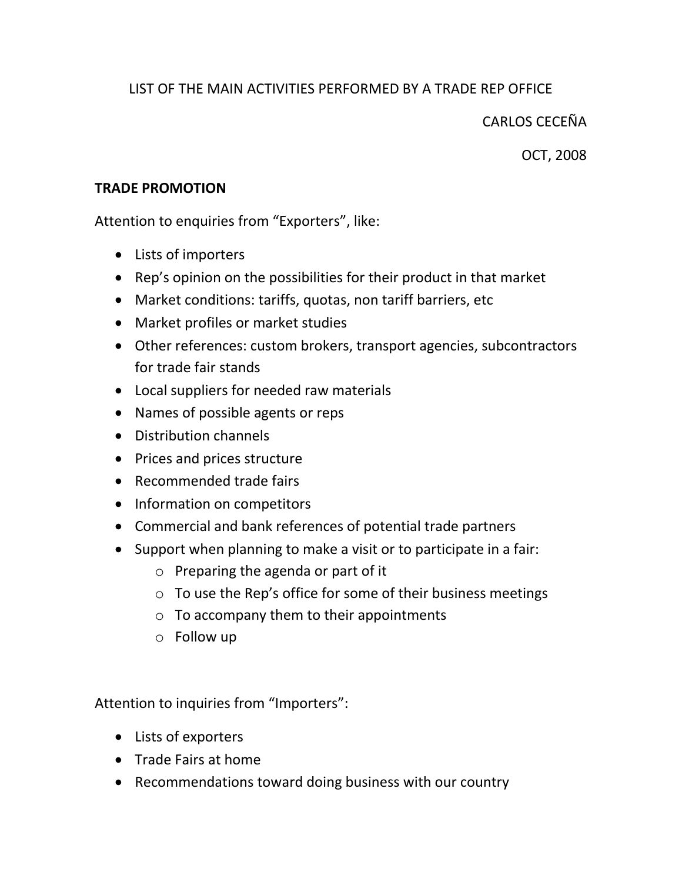# LIST OF THE MAIN ACTIVITIES PERFORMED BY A TRADE REP OFFICE

CARLOS CECEÑA

OCT, 2008

## TRADE PROMOTION

Attention to enquiries from "Exporters", like:

- Lists of importers
- Rep's opinion on the possibilities for their product in that market
- Market conditions: tariffs, quotas, non tariff barriers, etc
- Market profiles or market studies
- Other references: custom brokers, transport agencies, subcontractors for trade fair stands
- Local suppliers for needed raw materials
- Names of possible agents or reps
- Distribution channels
- Prices and prices structure
- Recommended trade fairs
- Information on competitors
- Commercial and bank references of potential trade partners
- Support when planning to make a visit or to participate in a fair:
    - Preparing the agenda or part of it
    - To use the Rep's office for some of their business meetings
    - To accompany them to their appointments
    - Follow up

Attention to inquiries from "Importers":

- Lists of exporters
- Trade Fairs at home
- Recommendations toward doing business with our country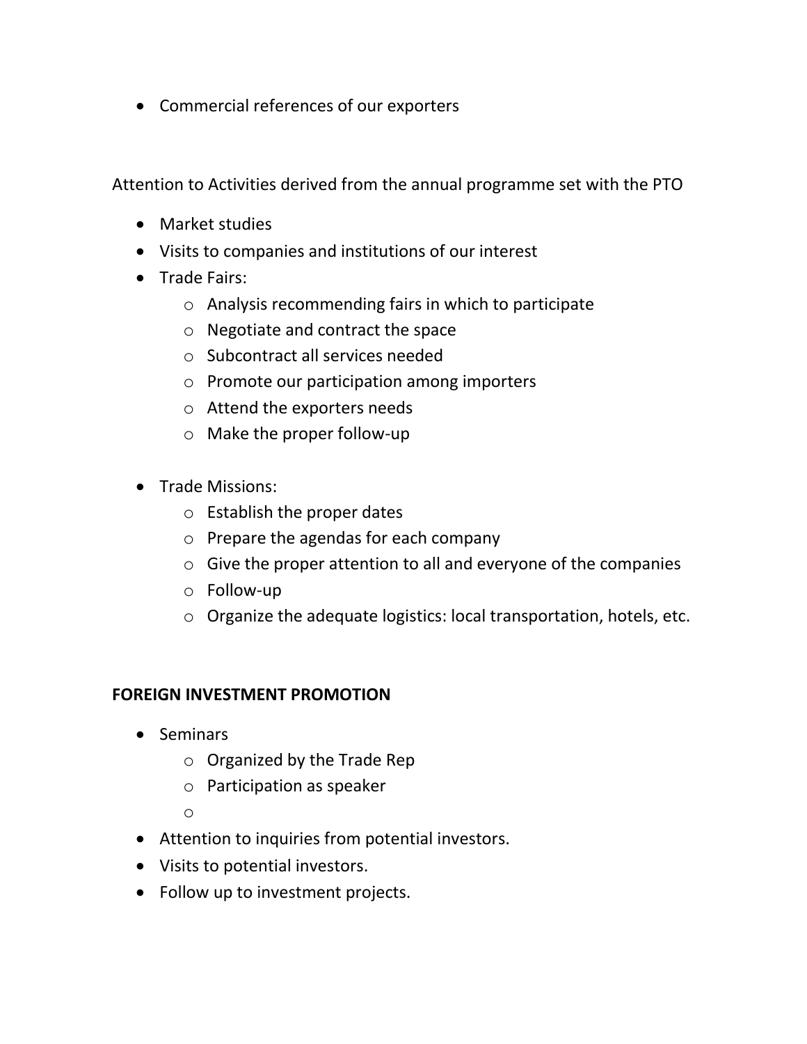- Commercial references of our exporters

Attention to Activities derived from the annual programme set with the PTO

- Market studies
- Visits to companies and institutions of our interest
- Trade Fairs:
  - Analysis recommending fairs in which to participate
  - Negotiate and contract the space
  - Subcontract all services needed
  - Promote our participation among importers
  - Attend the exporters needs
  - Make the proper follow-up

- Trade Missions:
  - Establish the proper dates
  - Prepare the agendas for each company
  - Give the proper attention to all and everyone of the companies
  - Follow-up
  - Organize the adequate logistics: local transportation, hotels, etc.

**FOREIGN INVESTMENT PROMOTION**

- Seminars
  - Organized by the Trade Rep
  - Participation as speaker
  -
- Attention to inquiries from potential investors.
- Visits to potential investors.
- Follow up to investment projects.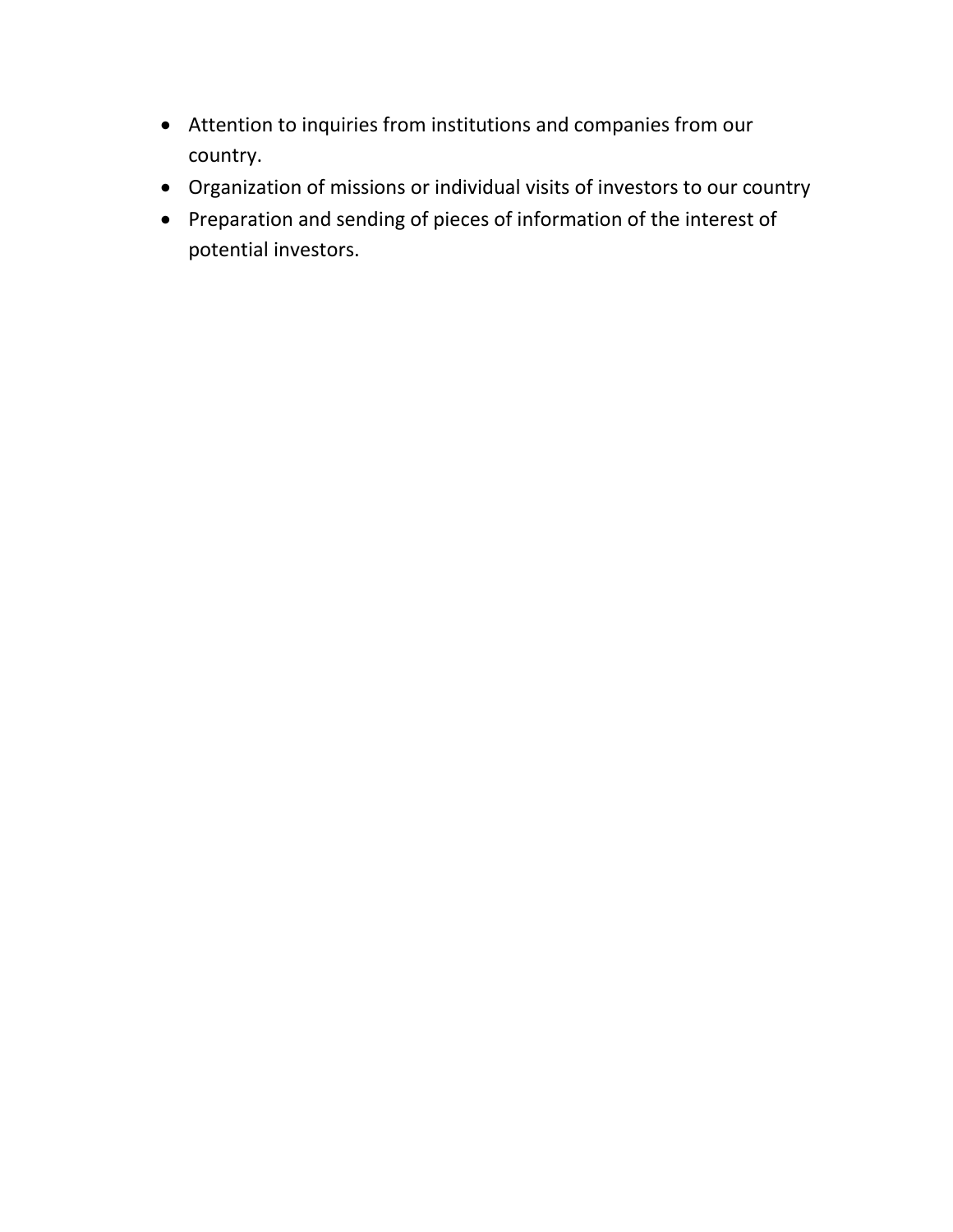- Attention to inquiries from institutions and companies from our country.
- Organization of missions or individual visits of investors to our country
- Preparation and sending of pieces of information of the interest of potential investors.